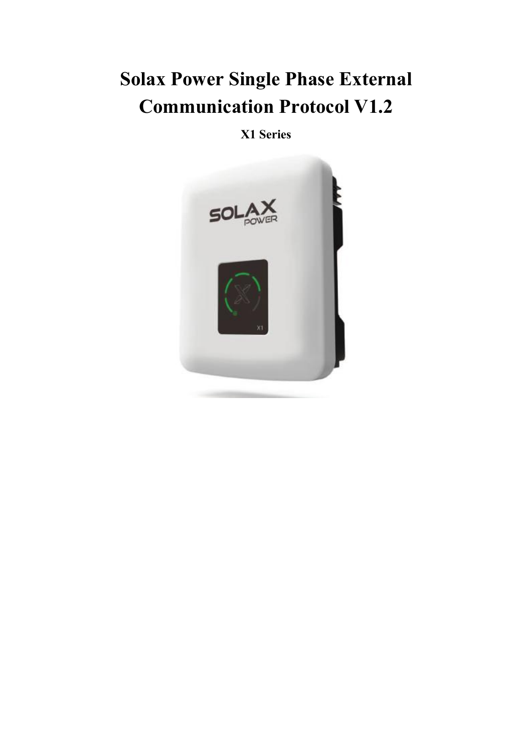# Solax Power Single Phase External Communication Protocol V1.2

**X1 Series**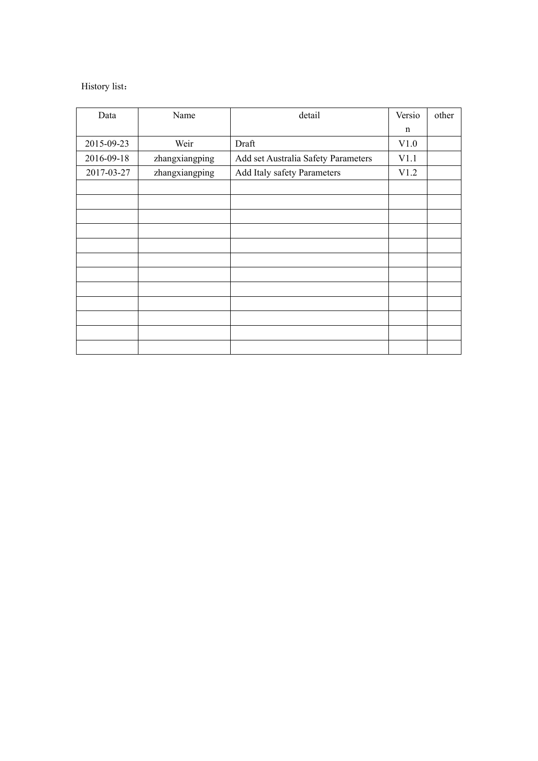History list：

| Data | Name | detail | Version | other |
|---|---|---|---|---|
| 2015-09-23 | Weir | Draft | V1.0 | |
| 2016-09-18 | zhangxiangping | Add set Australia Safety Parameters | V1.1 | |
| 2017-03-27 | zhangxiangping | Add Italy safety Parameters | V1.2 | |
| | | | | |
| | | | | |
| | | | | |
| | | | | |
| | | | | |
| | | | | |
| | | | | |
| | | | | |
| | | | | |
| | | | | |
| | | | | |
| | | | | |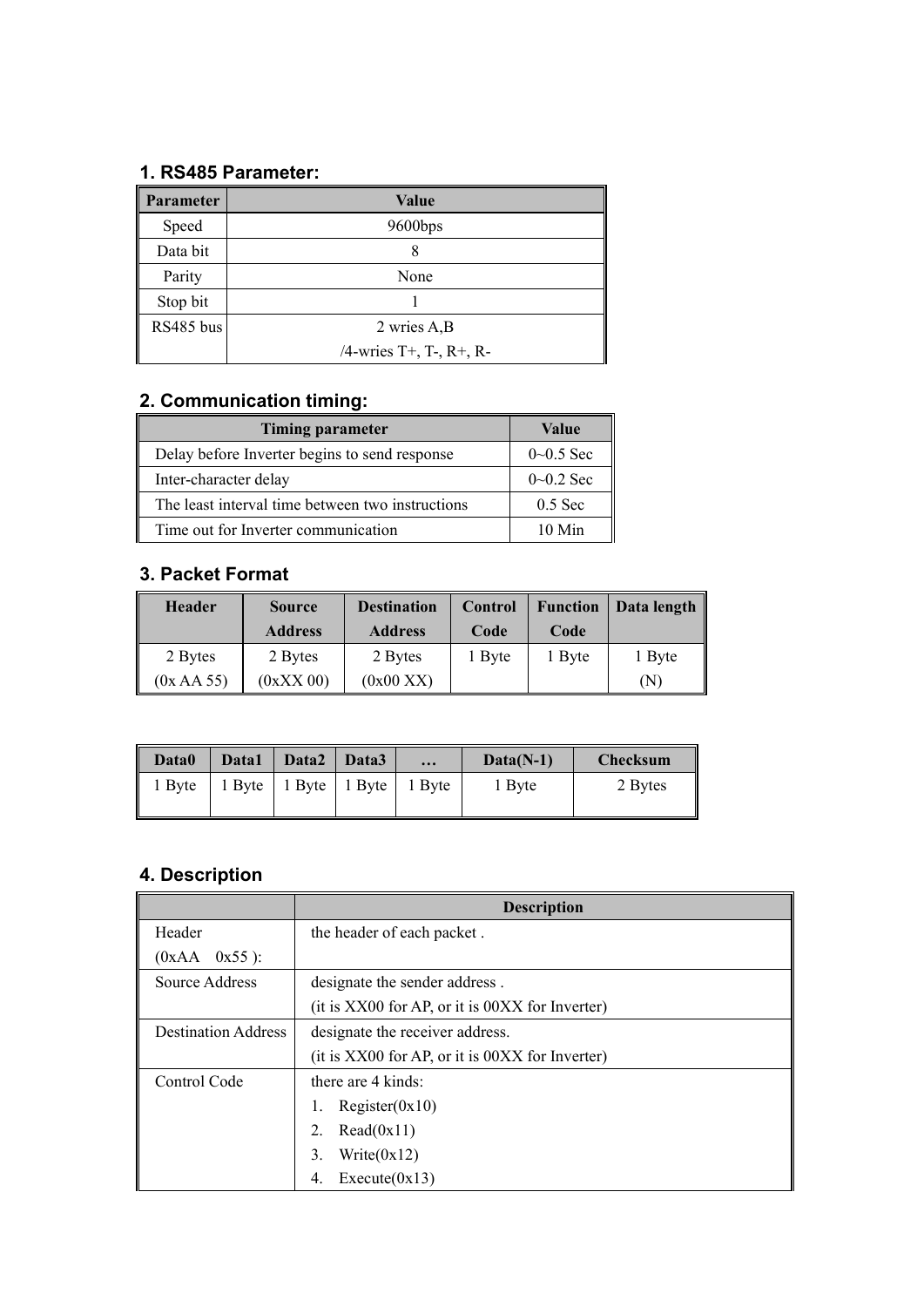## 1. RS485 Parameter:

| Parameter | Value |
|---|---|
| Speed | 9600bps |
| Data bit | 8 |
| Parity | None |
| Stop bit | 1 |
| RS485 bus | 2 wries A,B<br>/4-wries T+, T-, R+, R- |

## 2. Communication timing:

| Timing parameter | Value |
|---|---|
| Delay before Inverter begins to send response | 0~0.5 Sec |
| Inter-character delay | 0~0.2 Sec |
| The least interval time between two instructions | 0.5 Sec |
| Time out for Inverter communication | 10 Min |

## 3. Packet Format

| Header | Source Address | Destination Address | Control Code | Function Code | Data length |
|---|---|---|---|---|---|
| 2 Bytes<br>(0x AA 55) | 2 Bytes<br>(0xXX 00) | 2 Bytes<br>(0x00 XX) | 1 Byte | 1 Byte | 1 Byte<br>(N) |

| Data0 | Data1 | Data2 | Data3 | … | Data(N-1) | Checksum |
|---|---|---|---|---|---|---|
| 1 Byte | 1 Byte | 1 Byte | 1 Byte | 1 Byte | 1 Byte | 2 Bytes |

## 4. Description

| | Description |
|---|---|
| Header<br>(0xAA 0x55 ): | the header of each packet . |
| Source Address | designate the sender address .<br>(it is XX00 for AP, or it is 00XX for Inverter) |
| Destination Address | designate the receiver address.<br>(it is XX00 for AP, or it is 00XX for Inverter) |
| Control Code | there are 4 kinds:<br>1. Register(0x10)<br>2. Read(0x11)<br>3. Write(0x12)<br>4. Execute(0x13) |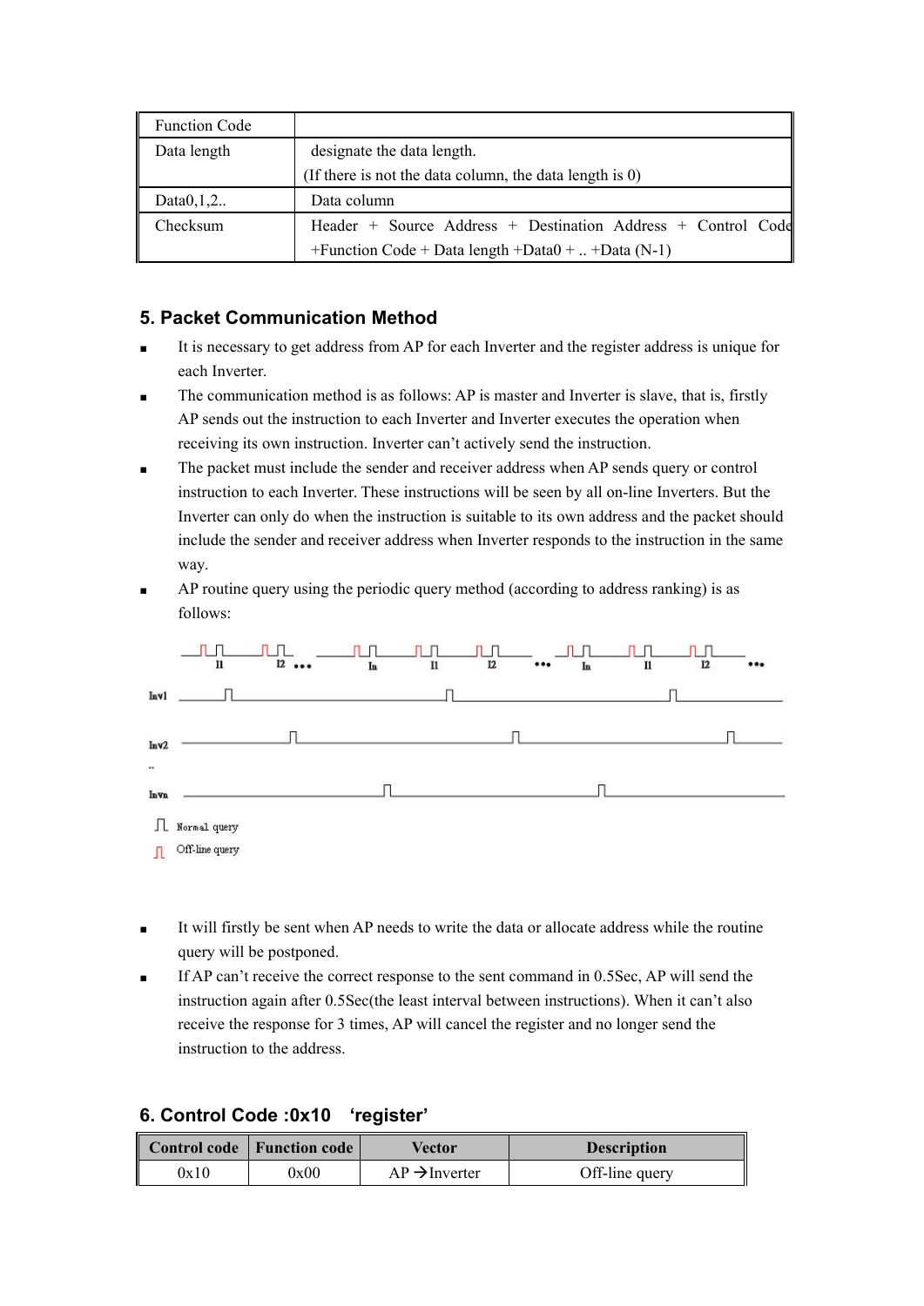| Function Code | |
|---|---|
| Data length | designate the data length.<br>(If there is not the data column, the data length is 0) |
| Data0,1,2.. | Data column |
| Checksum | Header + Source Address + Destination Address + Control Code +Function Code + Data length +Data0 + .. +Data (N-1) |

## 5. Packet Communication Method

- It is necessary to get address from AP for each Inverter and the register address is unique for each Inverter.
- The communication method is as follows: AP is master and Inverter is slave, that is, firstly AP sends out the instruction to each Inverter and Inverter executes the operation when receiving its own instruction. Inverter can't actively send the instruction.
- The packet must include the sender and receiver address when AP sends query or control instruction to each Inverter. These instructions will be seen by all on-line Inverters. But the Inverter can only do when the instruction is suitable to its own address and the packet should include the sender and receiver address when Inverter responds to the instruction in the same way.
- AP routine query using the periodic query method (according to address ranking) is as follows:

Normal query

Off-line query

- It will firstly be sent when AP needs to write the data or allocate address while the routine query will be postponed.
- If AP can't receive the correct response to the sent command in 0.5Sec, AP will send the instruction again after 0.5Sec(the least interval between instructions). When it can't also receive the response for 3 times, AP will cancel the register and no longer send the instruction to the address.

## 6. Control Code :0x10 'register'

| Control code | Function code | Vector | Description |
|---|---|---|---|
| 0x10 | 0x00 | AP →Inverter | Off-line query |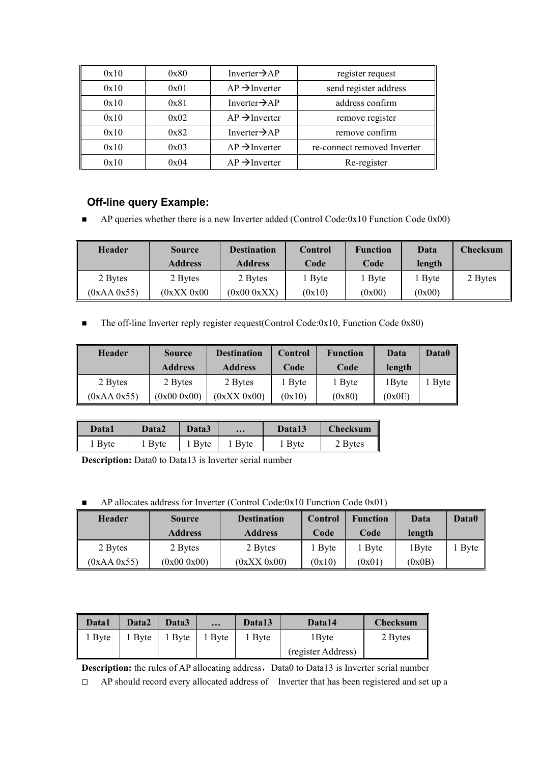| 0x10 | 0x80 | Inverter→AP | register request |
|---|---|---|---|
| 0x10 | 0x01 | AP →Inverter | send register address |
| 0x10 | 0x81 | Inverter→AP | address confirm |
| 0x10 | 0x02 | AP →Inverter | remove register |
| 0x10 | 0x82 | Inverter→AP | remove confirm |
| 0x10 | 0x03 | AP →Inverter | re-connect removed Inverter |
| 0x10 | 0x04 | AP →Inverter | Re-register |

### Off-line query Example:

- AP queries whether there is a new Inverter added (Control Code:0x10 Function Code 0x00)

| Header | Source Address | Destination Address | Control Code | Function Code | Data length | Checksum |
|---|---|---|---|---|---|---|
| 2 Bytes (0xAA 0x55) | 2 Bytes (0xXX 0x00 | 2 Bytes (0x00 0xXX) | 1 Byte (0x10) | 1 Byte (0x00) | 1 Byte (0x00) | 2 Bytes |

- The off-line Inverter reply register request(Control Code:0x10, Function Code 0x80)

| Header | Source Address | Destination Address | Control Code | Function Code | Data length | Data0 |
|---|---|---|---|---|---|---|
| 2 Bytes (0xAA 0x55) | 2 Bytes (0x00 0x00) | 2 Bytes (0xXX 0x00) | 1 Byte (0x10) | 1 Byte (0x80) | 1Byte (0x0E) | 1 Byte |

| Data1 | Data2 | Data3 | … | Data13 | Checksum |
|---|---|---|---|---|---|
| 1 Byte | 1 Byte | 1 Byte | 1 Byte | 1 Byte | 2 Bytes |

**Description:** Data0 to Data13 is Inverter serial number

- AP allocates address for Inverter (Control Code:0x10 Function Code 0x01)

| Header | Source Address | Destination Address | Control Code | Function Code | Data length | Data0 |
|---|---|---|---|---|---|---|
| 2 Bytes (0xAA 0x55) | 2 Bytes (0x00 0x00) | 2 Bytes (0xXX 0x00) | 1 Byte (0x10) | 1 Byte (0x01) | 1Byte (0x0B) | 1 Byte |

| Data1 | Data2 | Data3 | … | Data13 | Data14 | Checksum |
|---|---|---|---|---|---|---|
| 1 Byte | 1 Byte | 1 Byte | 1 Byte | 1 Byte | 1Byte (register Address) | 2 Bytes |

**Description:** the rules of AP allocating address，Data0 to Data13 is Inverter serial number

- AP should record every allocated address of Inverter that has been registered and set up a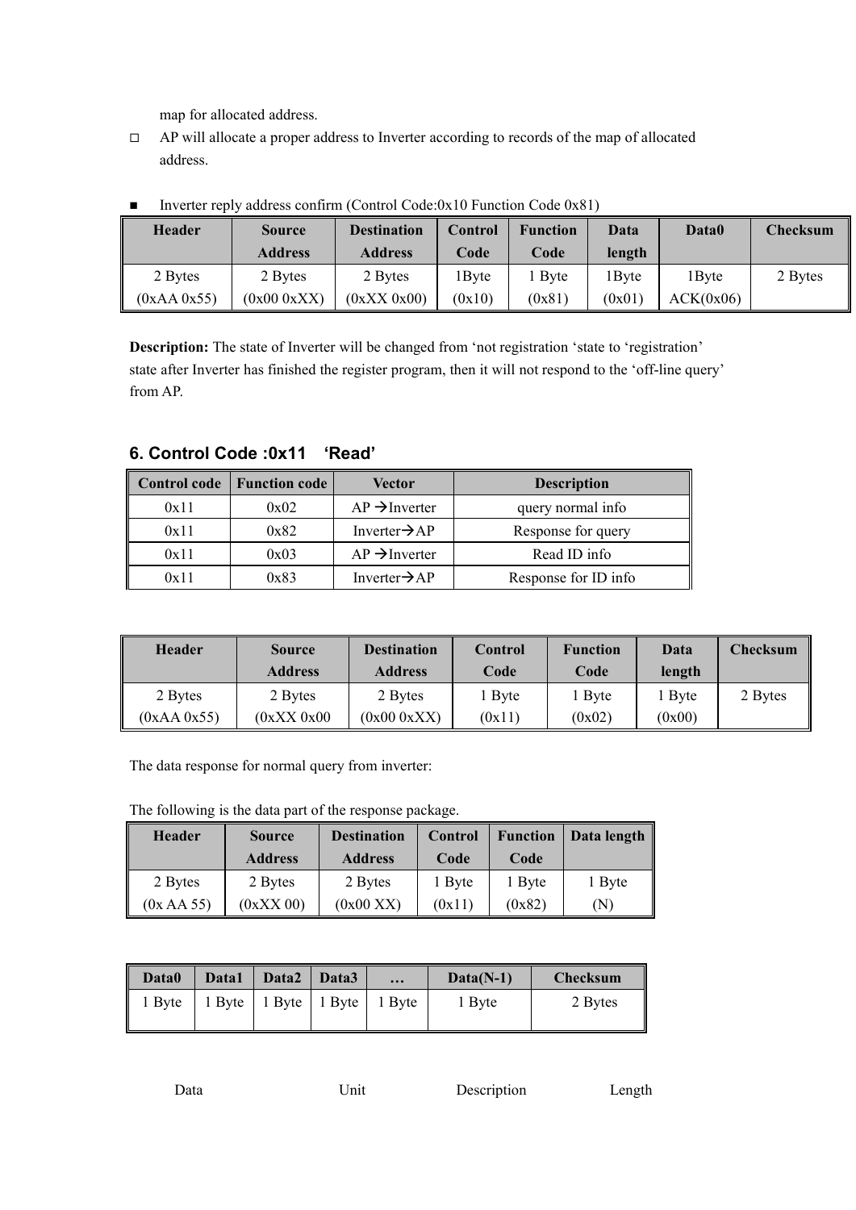map for allocated address.

- AP will allocate a proper address to Inverter according to records of the map of allocated address.

- Inverter reply address confirm (Control Code:0x10 Function Code 0x81)

| Header | Source Address | Destination Address | Control Code | Function Code | Data length | Data0 | Checksum |
|---|---|---|---|---|---|---|---|
| 2 Bytes (0xAA 0x55) | 2 Bytes (0x00 0xXX) | 2 Bytes (0xXX 0x00) | 1Byte (0x10) | 1 Byte (0x81) | 1Byte (0x01) | 1Byte ACK(0x06) | 2 Bytes |

**Description:** The state of Inverter will be changed from 'not registration 'state to 'registration' state after Inverter has finished the register program, then it will not respond to the 'off-line query' from AP.

### 6. Control Code :0x11 'Read'

| Control code | Function code | Vector | Description |
|---|---|---|---|
| 0x11 | 0x02 | AP →Inverter | query normal info |
| 0x11 | 0x82 | Inverter→AP | Response for query |
| 0x11 | 0x03 | AP →Inverter | Read ID info |
| 0x11 | 0x83 | Inverter→AP | Response for ID info |

| Header | Source Address | Destination Address | Control Code | Function Code | Data length | Checksum |
|---|---|---|---|---|---|---|
| 2 Bytes (0xAA 0x55) | 2 Bytes (0xXX 0x00 | 2 Bytes (0x00 0xXX) | 1 Byte (0x11) | 1 Byte (0x02) | 1 Byte (0x00) | 2 Bytes |

The data response for normal query from inverter:

The following is the data part of the response package.

| Header | Source Address | Destination Address | Control Code | Function Code | Data length |
|---|---|---|---|---|---|
| 2 Bytes (0x AA 55) | 2 Bytes (0xXX 00) | 2 Bytes (0x00 XX) | 1 Byte (0x11) | 1 Byte (0x82) | 1 Byte (N) |

| Data0 | Data1 | Data2 | Data3 | … | Data(N-1) | Checksum |
|---|---|---|---|---|---|---|
| 1 Byte | 1 Byte | 1 Byte | 1 Byte | 1 Byte | 1 Byte | 2 Bytes |

Data Unit Description Length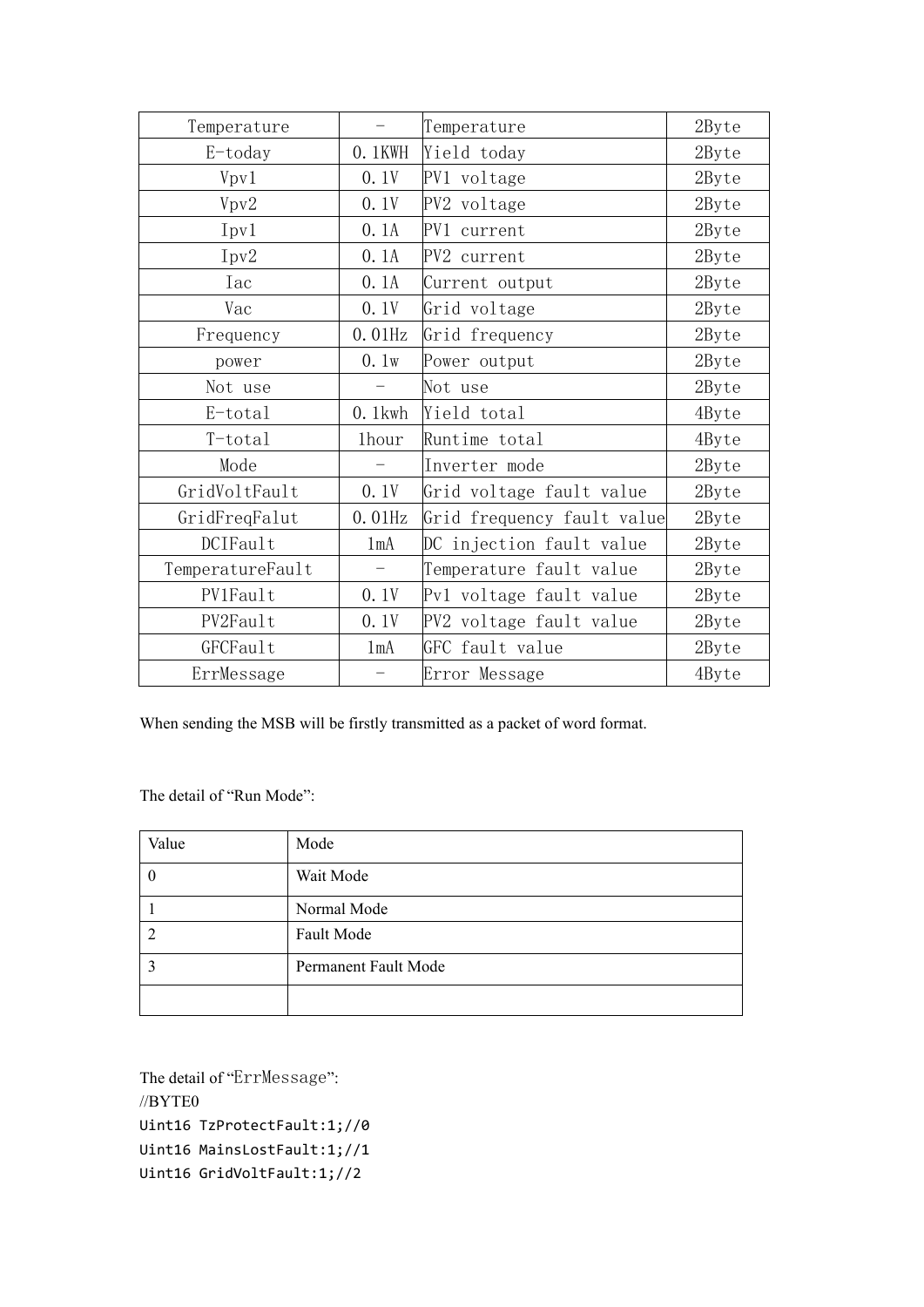| Temperature | - | Temperature | 2Byte |
|---|---|---|---|
| E-today | 0.1KWH | Yield today | 2Byte |
| Vpv1 | 0.1V | PV1 voltage | 2Byte |
| Vpv2 | 0.1V | PV2 voltage | 2Byte |
| Ipv1 | 0.1A | PV1 current | 2Byte |
| Ipv2 | 0.1A | PV2 current | 2Byte |
| Iac | 0.1A | Current output | 2Byte |
| Vac | 0.1V | Grid voltage | 2Byte |
| Frequency | 0.01Hz | Grid frequency | 2Byte |
| power | 0.1w | Power output | 2Byte |
| Not use | - | Not use | 2Byte |
| E-total | 0.1kwh | Yield total | 4Byte |
| T-total | 1hour | Runtime total | 4Byte |
| Mode | - | Inverter mode | 2Byte |
| GridVoltFault | 0.1V | Grid voltage fault value | 2Byte |
| GridFreqFalut | 0.01Hz | Grid frequency fault value | 2Byte |
| DCIFault | 1mA | DC injection fault value | 2Byte |
| TemperatureFault | - | Temperature fault value | 2Byte |
| PV1Fault | 0.1V | Pv1 voltage fault value | 2Byte |
| PV2Fault | 0.1V | PV2 voltage fault value | 2Byte |
| GFCFault | 1mA | GFC fault value | 2Byte |
| ErrMessage | - | Error Message | 4Byte |

When sending the MSB will be firstly transmitted as a packet of word format.

The detail of “Run Mode”:

| Value | Mode |
|---|---|
| 0 | Wait Mode |
| 1 | Normal Mode |
| 2 | Fault Mode |
| 3 | Permanent Fault Mode |
| | |

The detail of “ErrMessage”:

//BYTE0

```
Uint16 TzProtectFault:1;//0
Uint16 MainsLostFault:1;//1
Uint16 GridVoltFault:1;//2
```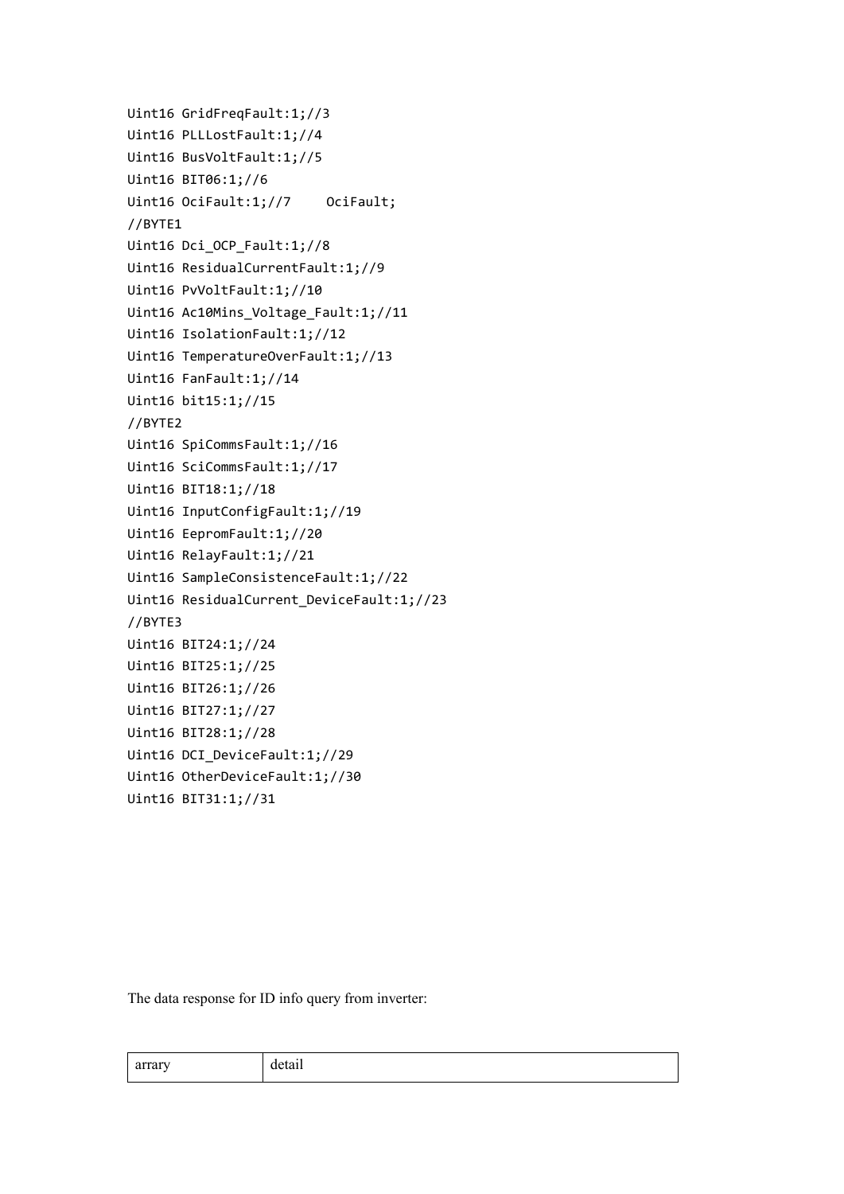```
Uint16 GridFreqFault:1;//3
Uint16 PLLLostFault:1;//4
Uint16 BusVoltFault:1;//5
Uint16 BIT06:1;//6
Uint16 OciFault:1;//7     OciFault;
//BYTE1
Uint16 Dci_OCP_Fault:1;//8
Uint16 ResidualCurrentFault:1;//9
Uint16 PvVoltFault:1;//10
Uint16 Ac10Mins_Voltage_Fault:1;//11
Uint16 IsolationFault:1;//12
Uint16 TemperatureOverFault:1;//13
Uint16 FanFault:1;//14
Uint16 bit15:1;//15
//BYTE2
Uint16 SpiCommsFault:1;//16
Uint16 SciCommsFault:1;//17
Uint16 BIT18:1;//18
Uint16 InputConfigFault:1;//19
Uint16 EepromFault:1;//20
Uint16 RelayFault:1;//21
Uint16 SampleConsistenceFault:1;//22
Uint16 ResidualCurrent_DeviceFault:1;//23
//BYTE3
Uint16 BIT24:1;//24
Uint16 BIT25:1;//25
Uint16 BIT26:1;//26
Uint16 BIT27:1;//27
Uint16 BIT28:1;//28
Uint16 DCI_DeviceFault:1;//29
Uint16 OtherDeviceFault:1;//30
Uint16 BIT31:1;//31
```

The data response for ID info query from inverter:

| arrary | detail |
|---|---|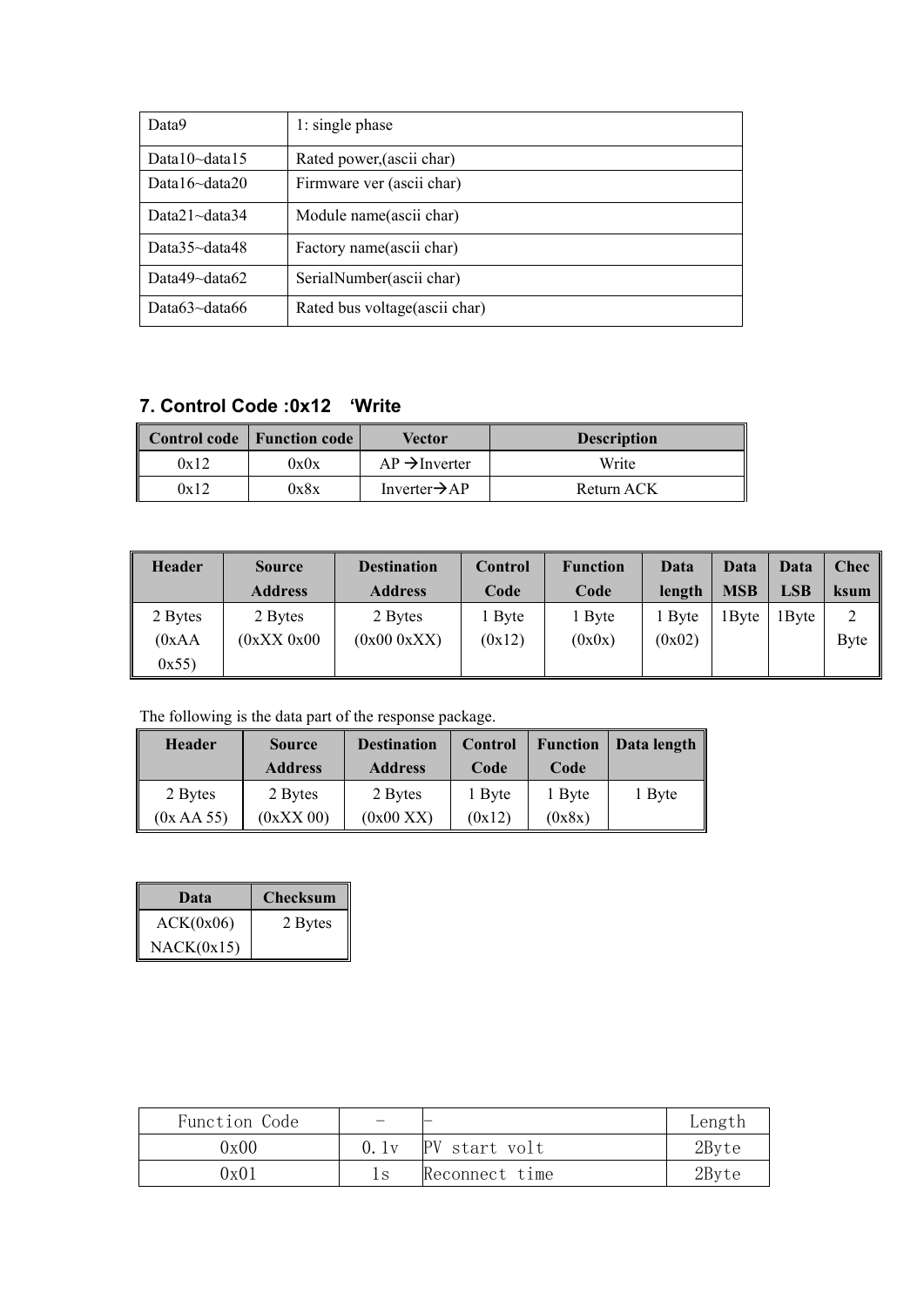| Data9 | 1: single phase |
|---|---|
| Data10~data15 | Rated power,(ascii char) |
| Data16~data20 | Firmware ver (ascii char) |
| Data21~data34 | Module name(ascii char) |
| Data35~data48 | Factory name(ascii char) |
| Data49~data62 | SerialNumber(ascii char) |
| Data63~data66 | Rated bus voltage(ascii char) |

## 7. Control Code :0x12 'Write

| Control code | Function code | Vector | Description |
|---|---|---|---|
| 0x12 | 0x0x | AP →Inverter | Write |
| 0x12 | 0x8x | Inverter→AP | Return ACK |

| Header | Source Address | Destination Address | Control Code | Function Code | Data length | Data MSB | Data LSB | Checksum |
|---|---|---|---|---|---|---|---|---|
| 2 Bytes (0xAA 0x55) | 2 Bytes (0xXX 0x00 | 2 Bytes (0x00 0xXX) | 1 Byte (0x12) | 1 Byte (0x0x) | 1 Byte (0x02) | 1Byte | 1Byte | 2 Byte |

The following is the data part of the response package.

| Header | Source Address | Destination Address | Control Code | Function Code | Data length |
|---|---|---|---|---|---|
| 2 Bytes (0x AA 55) | 2 Bytes (0xXX 00) | 2 Bytes (0x00 XX) | 1 Byte (0x12) | 1 Byte (0x8x) | 1 Byte |

| Data | Checksum |
|---|---|
| ACK(0x06) NACK(0x15) | 2 Bytes |

| Function Code | - | - | Length |
|---|---|---|---|
| 0x00 | 0.1v | PV start volt | 2Byte |
| 0x01 | 1s | Reconnect time | 2Byte |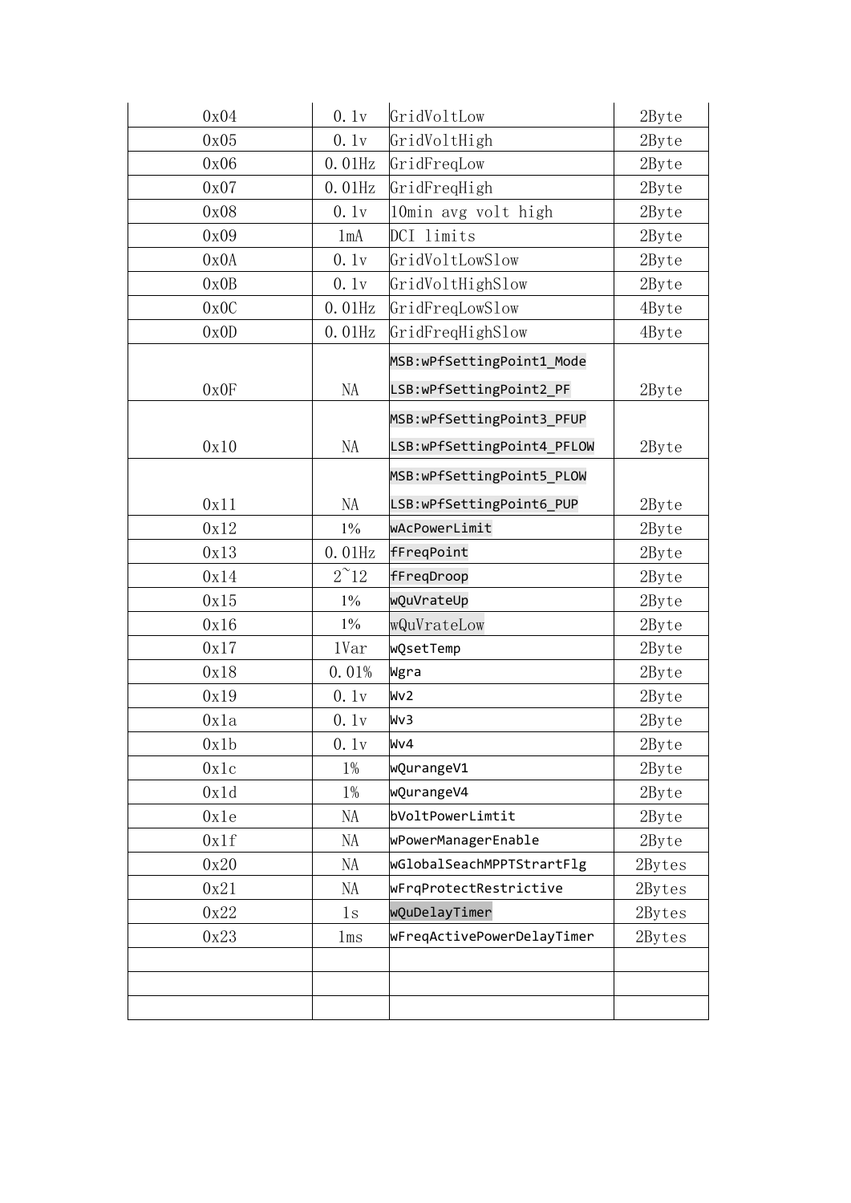| 0x04 | 0.1v | GridVoltLow | 2Byte |
|---|---|---|---|
| 0x05 | 0.1v | GridVoltHigh | 2Byte |
| 0x06 | 0.01Hz | GridFreqLow | 2Byte |
| 0x07 | 0.01Hz | GridFreqHigh | 2Byte |
| 0x08 | 0.1v | 10min avg volt high | 2Byte |
| 0x09 | 1mA | DCI limits | 2Byte |
| 0x0A | 0.1v | GridVoltLowSlow | 2Byte |
| 0x0B | 0.1v | GridVoltHighSlow | 2Byte |
| 0x0C | 0.01Hz | GridFreqLowSlow | 4Byte |
| 0x0D | 0.01Hz | GridFreqHighSlow | 4Byte |
| 0x0F | NA | MSB:wPfSettingPoint1_Mode<br>LSB:wPfSettingPoint2_PF | 2Byte |
| 0x10 | NA | MSB:wPfSettingPoint3_PFUP<br>LSB:wPfSettingPoint4_PFLOW | 2Byte |
| 0x11 | NA | MSB:wPfSettingPoint5_PLOW<br>LSB:wPfSettingPoint6_PUP | 2Byte |
| 0x12 | 1% | wAcPowerLimit | 2Byte |
| 0x13 | 0.01Hz | fFreqPoint | 2Byte |
| 0x14 | 2~12 | fFreqDroop | 2Byte |
| 0x15 | 1% | wQuVrateUp | 2Byte |
| 0x16 | 1% | wQuVrateLow | 2Byte |
| 0x17 | 1Var | wQsetTemp | 2Byte |
| 0x18 | 0.01% | Wgra | 2Byte |
| 0x19 | 0.1v | Wv2 | 2Byte |
| 0x1a | 0.1v | Wv3 | 2Byte |
| 0x1b | 0.1v | Wv4 | 2Byte |
| 0x1c | 1% | wQurangeV1 | 2Byte |
| 0x1d | 1% | wQurangeV4 | 2Byte |
| 0x1e | NA | bVoltPowerLimtit | 2Byte |
| 0x1f | NA | wPowerManagerEnable | 2Byte |
| 0x20 | NA | wGlobalSeachMPPTStrartFlg | 2Bytes |
| 0x21 | NA | wFrqProtectRestrictive | 2Bytes |
| 0x22 | 1s | wQuDelayTimer | 2Bytes |
| 0x23 | 1ms | wFreqActivePowerDelayTimer | 2Bytes |
| | | | |
| | | | |
| | | | |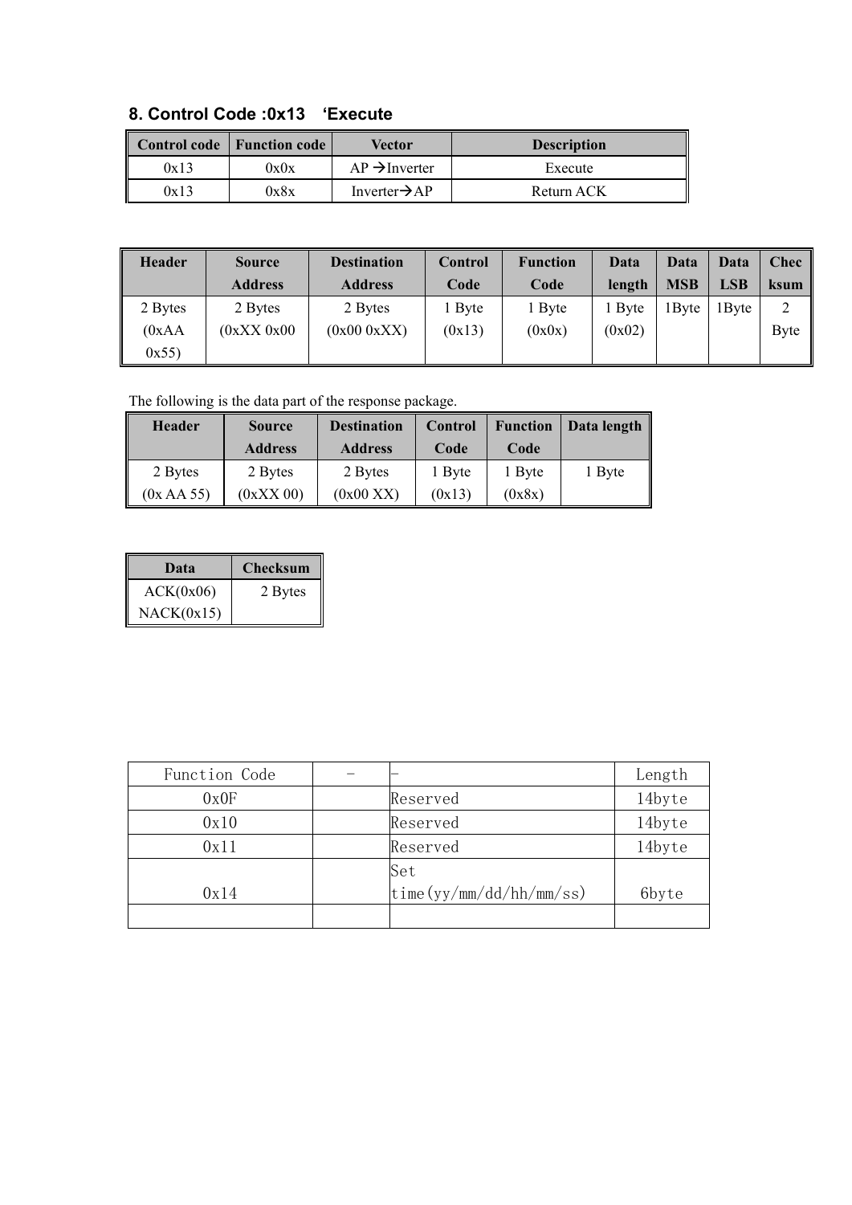### 8. Control Code :0x13 'Execute

| Control code | Function code | Vector | Description |
|---|---|---|---|
| 0x13 | 0x0x | AP →Inverter | Execute |
| 0x13 | 0x8x | Inverter→AP | Return ACK |

| Header | Source Address | Destination Address | Control Code | Function Code | Data length | Data MSB | Data LSB | Checksum |
|---|---|---|---|---|---|---|---|---|
| 2 Bytes (0xAA 0x55) | 2 Bytes (0xXX 0x00 | 2 Bytes (0x00 0xXX) | 1 Byte (0x13) | 1 Byte (0x0x) | 1 Byte (0x02) | 1Byte | 1Byte | 2 Byte |

The following is the data part of the response package.

| Header | Source Address | Destination Address | Control Code | Function Code | Data length | Data | Checksum |
|---|---|---|---|---|---|---|---|
| 2 Bytes (0x AA 55) | 2 Bytes (0xXX 00) | 2 Bytes (0x00 XX) | 1 Byte (0x13) | 1 Byte (0x8x) | 1 Byte | ACK(0x06) NACK(0x15) | 2 Bytes |

| Function Code | - | - | Length |
|---|---|---|---|
| 0x0F | | Reserved | 14byte |
| 0x10 | | Reserved | 14byte |
| 0x11 | | Reserved | 14byte |
| 0x14 | | Set time(yy/mm/dd/hh/mm/ss) | 6byte |
| | | | |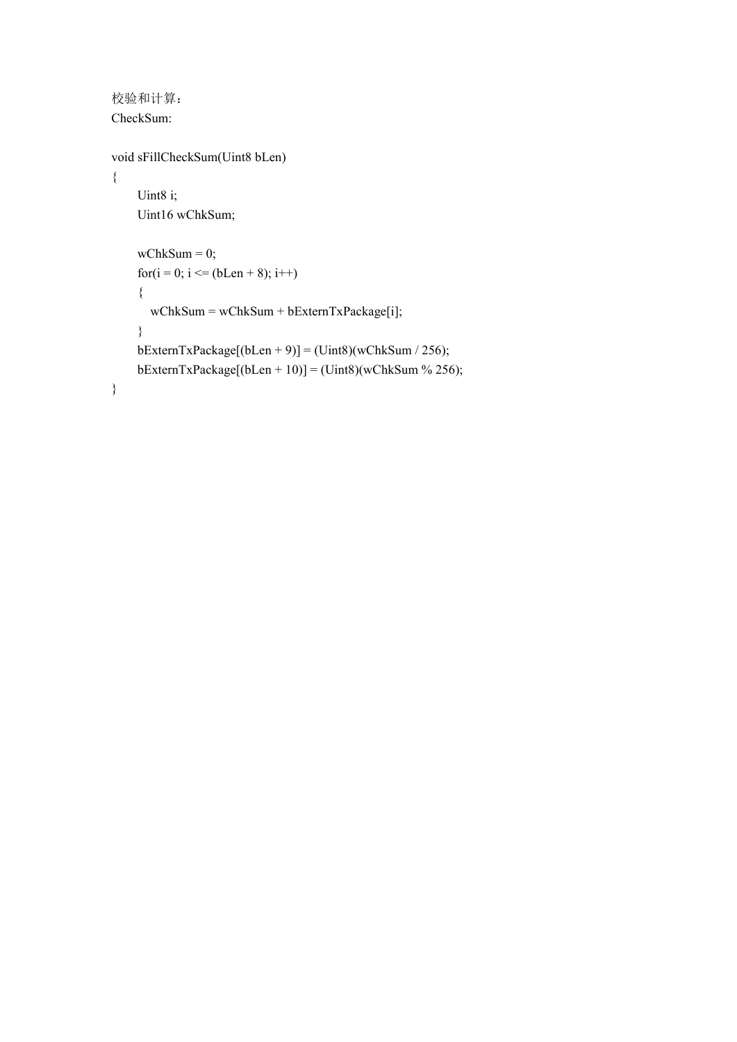校验和计算：

CheckSum:

```
void sFillCheckSum(Uint8 bLen)
{
    Uint8 i;
    Uint16 wChkSum;

    wChkSum = 0;
    for(i = 0; i <= (bLen + 8); i++)
    {
      wChkSum = wChkSum + bExternTxPackage[i];
    }
    bExternTxPackage[(bLen + 9)] = (Uint8)(wChkSum / 256);
    bExternTxPackage[(bLen + 10)] = (Uint8)(wChkSum % 256);
}
```